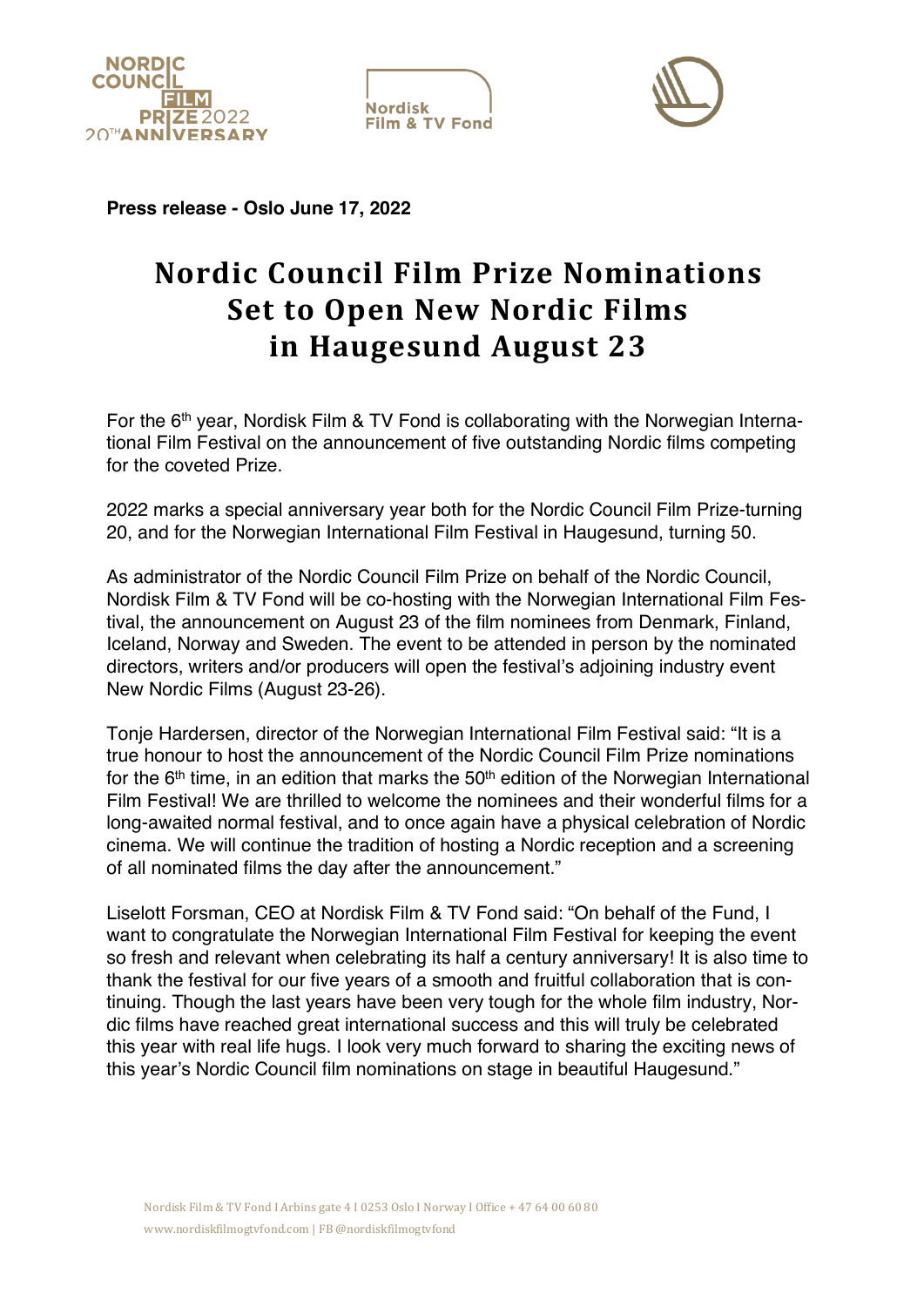**Press release - Oslo June 17, 2022**

# Nordic Council Film Prize Nominations Set to Open New Nordic Films in Haugesund August 23

For the 6th year, Nordisk Film & TV Fond is collaborating with the Norwegian International Film Festival on the announcement of five outstanding Nordic films competing for the coveted Prize.

2022 marks a special anniversary year both for the Nordic Council Film Prize-turning 20, and for the Norwegian International Film Festival in Haugesund, turning 50.

As administrator of the Nordic Council Film Prize on behalf of the Nordic Council, Nordisk Film & TV Fond will be co-hosting with the Norwegian International Film Festival, the announcement on August 23 of the film nominees from Denmark, Finland, Iceland, Norway and Sweden. The event to be attended in person by the nominated directors, writers and/or producers will open the festival's adjoining industry event New Nordic Films (August 23-26).

Tonje Hardersen, director of the Norwegian International Film Festival said: "It is a true honour to host the announcement of the Nordic Council Film Prize nominations for the 6th time, in an edition that marks the 50th edition of the Norwegian International Film Festival! We are thrilled to welcome the nominees and their wonderful films for a long-awaited normal festival, and to once again have a physical celebration of Nordic cinema. We will continue the tradition of hosting a Nordic reception and a screening of all nominated films the day after the announcement."

Liselott Forsman, CEO at Nordisk Film & TV Fond said: "On behalf of the Fund, I want to congratulate the Norwegian International Film Festival for keeping the event so fresh and relevant when celebrating its half a century anniversary! It is also time to thank the festival for our five years of a smooth and fruitful collaboration that is continuing. Though the last years have been very tough for the whole film industry, Nordic films have reached great international success and this will truly be celebrated this year with real life hugs. I look very much forward to sharing the exciting news of this year's Nordic Council film nominations on stage in beautiful Haugesund."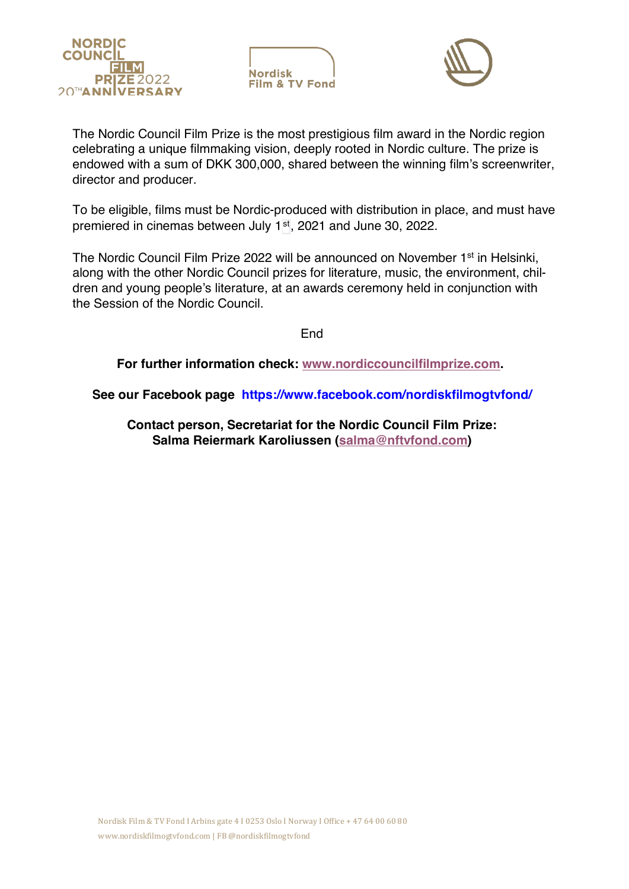The Nordic Council Film Prize is the most prestigious film award in the Nordic region celebrating a unique filmmaking vision, deeply rooted in Nordic culture. The prize is endowed with a sum of DKK 300,000, shared between the winning film's screenwriter, director and producer.

To be eligible, films must be Nordic-produced with distribution in place, and must have premiered in cinemas between July 1st, 2021 and June 30, 2022.

The Nordic Council Film Prize 2022 will be announced on November 1st in Helsinki, along with the other Nordic Council prizes for literature, music, the environment, children and young people's literature, at an awards ceremony held in conjunction with the Session of the Nordic Council.

End

**For further information check: www.nordiccouncilfilmprize.com.**

**See our Facebook page https://www.facebook.com/nordiskfilmogtvfond/**

**Contact person, Secretariat for the Nordic Council Film Prize:**
**Salma Reiermark Karoliussen (salma@nftvfond.com)**